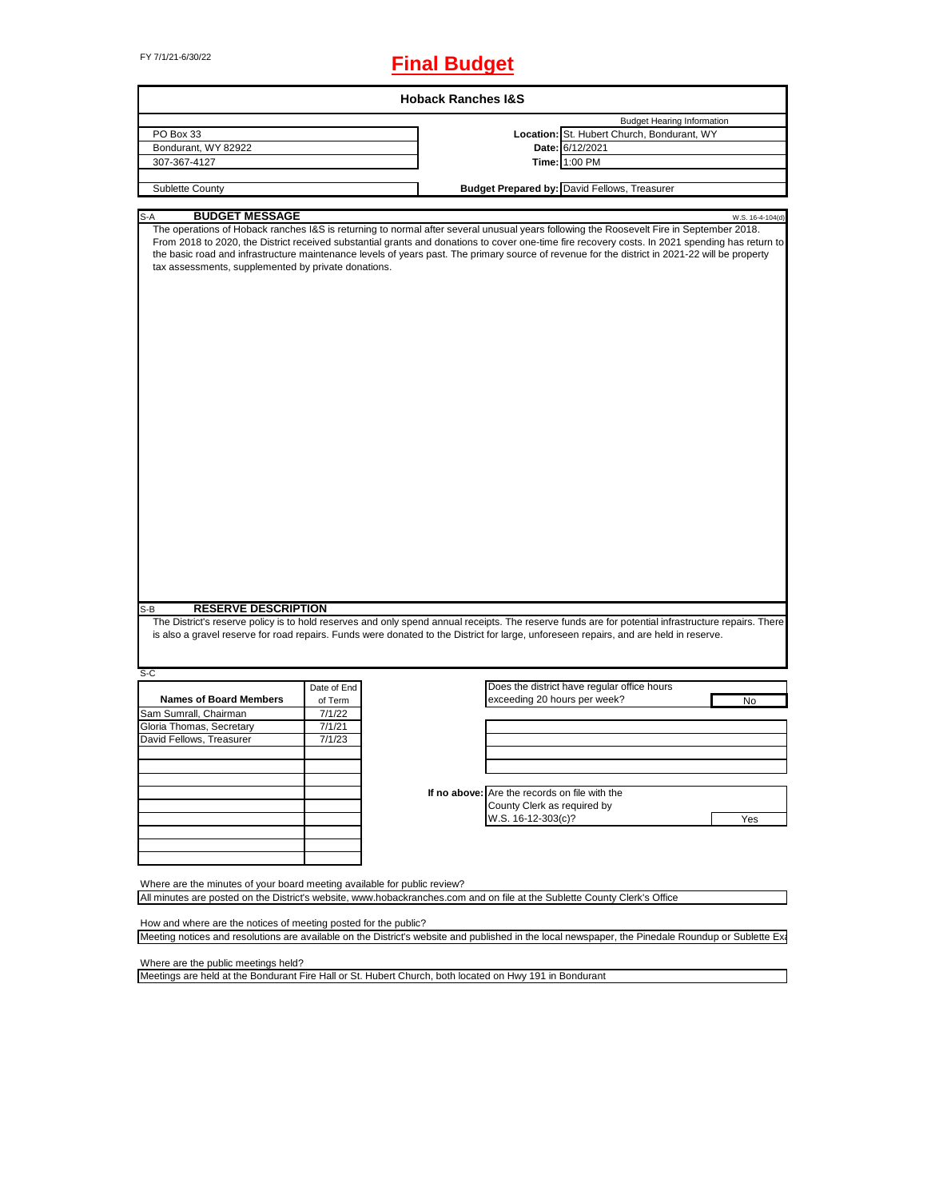FY 7/1/21-6/30/22

# Final Budget

## Hoback Ranches I&S

| | | |
|---|---|---|
| | | Budget Hearing Information |
| PO Box 33 | **Location:** | St. Hubert Church, Bondurant, WY |
| Bondurant, WY 82922 | **Date:** | 6/12/2021 |
| 307-367-4127 | **Time:** | 1:00 PM |
| Sublette County | **Budget Prepared by:** | David Fellows, Treasurer |

### S-A BUDGET MESSAGE

W.S. 16-4-104(d)

The operations of Hoback ranches I&S is returning to normal after several unusual years following the Roosevelt Fire in September 2018. From 2018 to 2020, the District received substantial grants and donations to cover one-time fire recovery costs. In 2021 spending has return to the basic road and infrastructure maintenance levels of years past. The primary source of revenue for the district in 2021-22 will be property tax assessments, supplemented by private donations.

### S-B RESERVE DESCRIPTION

The District's reserve policy is to hold reserves and only spend annual receipts. The reserve funds are for potential infrastructure repairs. There is also a gravel reserve for road repairs. Funds were donated to the District for large, unforeseen repairs, and are held in reserve.

### S-C

| Names of Board Members | Date of End of Term |
|---|---|
| Sam Sumrall, Chairman | 7/1/22 |
| Gloria Thomas, Secretary | 7/1/21 |
| David Fellows, Treasurer | 7/1/23 |

Does the district have regular office hours exceeding 20 hours per week? **No**

**If no above:** Are the records on file with the County Clerk as required by W.S. 16-12-303(c)? **Yes**

Where are the minutes of your board meeting available for public review?

All minutes are posted on the District's website, www.hobackranches.com and on file at the Sublette County Clerk's Office

How and where are the notices of meeting posted for the public?

Meeting notices and resolutions are available on the District's website and published in the local newspaper, the Pinedale Roundup or Sublette Ex

Where are the public meetings held?

Meetings are held at the Bondurant Fire Hall or St. Hubert Church, both located on Hwy 191 in Bondurant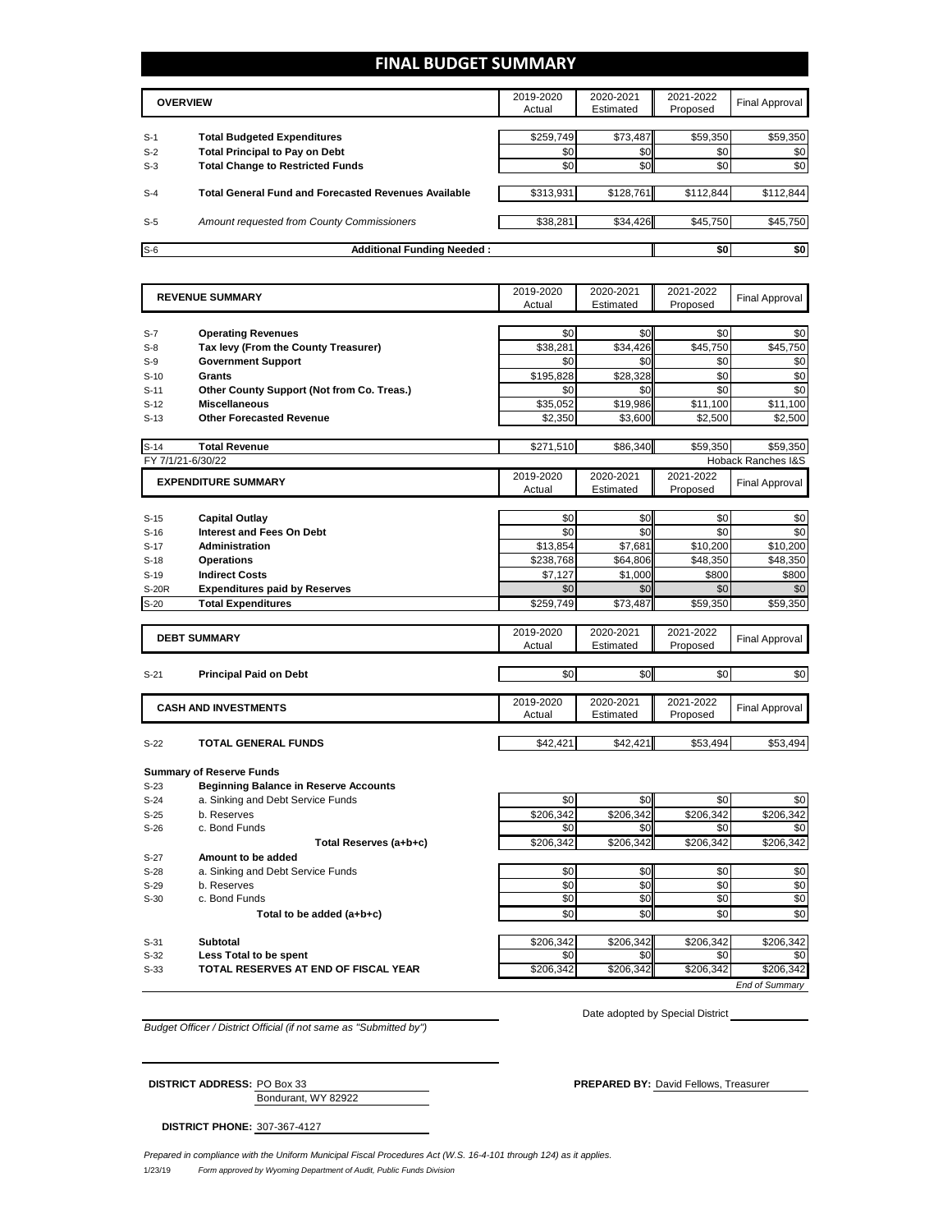# FINAL BUDGET SUMMARY

| | OVERVIEW | 2019-2020 Actual | 2020-2021 Estimated | 2021-2022 Proposed | Final Approval |
|---|---|---|---|---|---|
| S-1 | **Total Budgeted Expenditures** | $259,749 | $73,487 | $59,350 | $59,350 |
| S-2 | **Total Principal to Pay on Debt** | $0 | $0 | $0 | $0 |
| S-3 | **Total Change to Restricted Funds** | $0 | $0 | $0 | $0 |
| S-4 | **Total General Fund and Forecasted Revenues Available** | $313,931 | $128,761 | $112,844 | $112,844 |
| S-5 | *Amount requested from County Commissioners* | $38,281 | $34,426 | $45,750 | $45,750 |
| S-6 | **Additional Funding Needed :** | | | $0 | $0 |

| | REVENUE SUMMARY | 2019-2020 Actual | 2020-2021 Estimated | 2021-2022 Proposed | Final Approval |
|---|---|---|---|---|---|
| S-7 | **Operating Revenues** | $0 | $0 | $0 | $0 |
| S-8 | **Tax levy (From the County Treasurer)** | $38,281 | $34,426 | $45,750 | $45,750 |
| S-9 | **Government Support** | $0 | $0 | $0 | $0 |
| S-10 | **Grants** | $195,828 | $28,328 | $0 | $0 |
| S-11 | **Other County Support (Not from Co. Treas.)** | $0 | $0 | $0 | $0 |
| S-12 | **Miscellaneous** | $35,052 | $19,986 | $11,100 | $11,100 |
| S-13 | **Other Forecasted Revenue** | $2,350 | $3,600 | $2,500 | $2,500 |
| S-14 | **Total Revenue** | $271,510 | $86,340 | $59,350 | $59,350 |

FY 7/1/21-6/30/22 Hoback Ranches I&S

| | EXPENDITURE SUMMARY | 2019-2020 Actual | 2020-2021 Estimated | 2021-2022 Proposed | Final Approval |
|---|---|---|---|---|---|
| S-15 | **Capital Outlay** | $0 | $0 | $0 | $0 |
| S-16 | **Interest and Fees On Debt** | $0 | $0 | $0 | $0 |
| S-17 | **Administration** | $13,854 | $7,681 | $10,200 | $10,200 |
| S-18 | **Operations** | $238,768 | $64,806 | $48,350 | $48,350 |
| S-19 | **Indirect Costs** | $7,127 | $1,000 | $800 | $800 |
| S-20R | **Expenditures paid by Reserves** | $0 | $0 | $0 | $0 |
| S-20 | **Total Expenditures** | $259,749 | $73,487 | $59,350 | $59,350 |

| | DEBT SUMMARY | 2019-2020 Actual | 2020-2021 Estimated | 2021-2022 Proposed | Final Approval |
|---|---|---|---|---|---|
| S-21 | **Principal Paid on Debt** | $0 | $0 | $0 | $0 |

| | CASH AND INVESTMENTS | 2019-2020 Actual | 2020-2021 Estimated | 2021-2022 Proposed | Final Approval |
|---|---|---|---|---|---|
| S-22 | **TOTAL GENERAL FUNDS** | $42,421 | $42,421 | $53,494 | $53,494 |

**Summary of Reserve Funds**

| | | 2019-2020 Actual | 2020-2021 Estimated | 2021-2022 Proposed | Final Approval |
|---|---|---|---|---|---|
| S-23 | **Beginning Balance in Reserve Accounts** | | | | |
| S-24 | a. Sinking and Debt Service Funds | $0 | $0 | $0 | $0 |
| S-25 | b. Reserves | $206,342 | $206,342 | $206,342 | $206,342 |
| S-26 | c. Bond Funds | $0 | $0 | $0 | $0 |
| | **Total Reserves (a+b+c)** | $206,342 | $206,342 | $206,342 | $206,342 |
| S-27 | **Amount to be added** | | | | |
| S-28 | a. Sinking and Debt Service Funds | $0 | $0 | $0 | $0 |
| S-29 | b. Reserves | $0 | $0 | $0 | $0 |
| S-30 | c. Bond Funds | $0 | $0 | $0 | $0 |
| | **Total to be added (a+b+c)** | $0 | $0 | $0 | $0 |
| S-31 | **Subtotal** | $206,342 | $206,342 | $206,342 | $206,342 |
| S-32 | **Less Total to be spent** | $0 | $0 | $0 | $0 |
| S-33 | **TOTAL RESERVES AT END OF FISCAL YEAR** | $206,342 | $206,342 | $206,342 | $206,342 |

*End of Summary*

*Budget Officer / District Official (if not same as "Submitted by")*

Date adopted by Special District

**DISTRICT ADDRESS:** PO Box 33
Bondurant, WY 82922

**PREPARED BY:** David Fellows, Treasurer

**DISTRICT PHONE:** 307-367-4127

*Prepared in compliance with the Uniform Municipal Fiscal Procedures Act (W.S. 16-4-101 through 124) as it applies.*

1/23/19 *Form approved by Wyoming Department of Audit, Public Funds Division*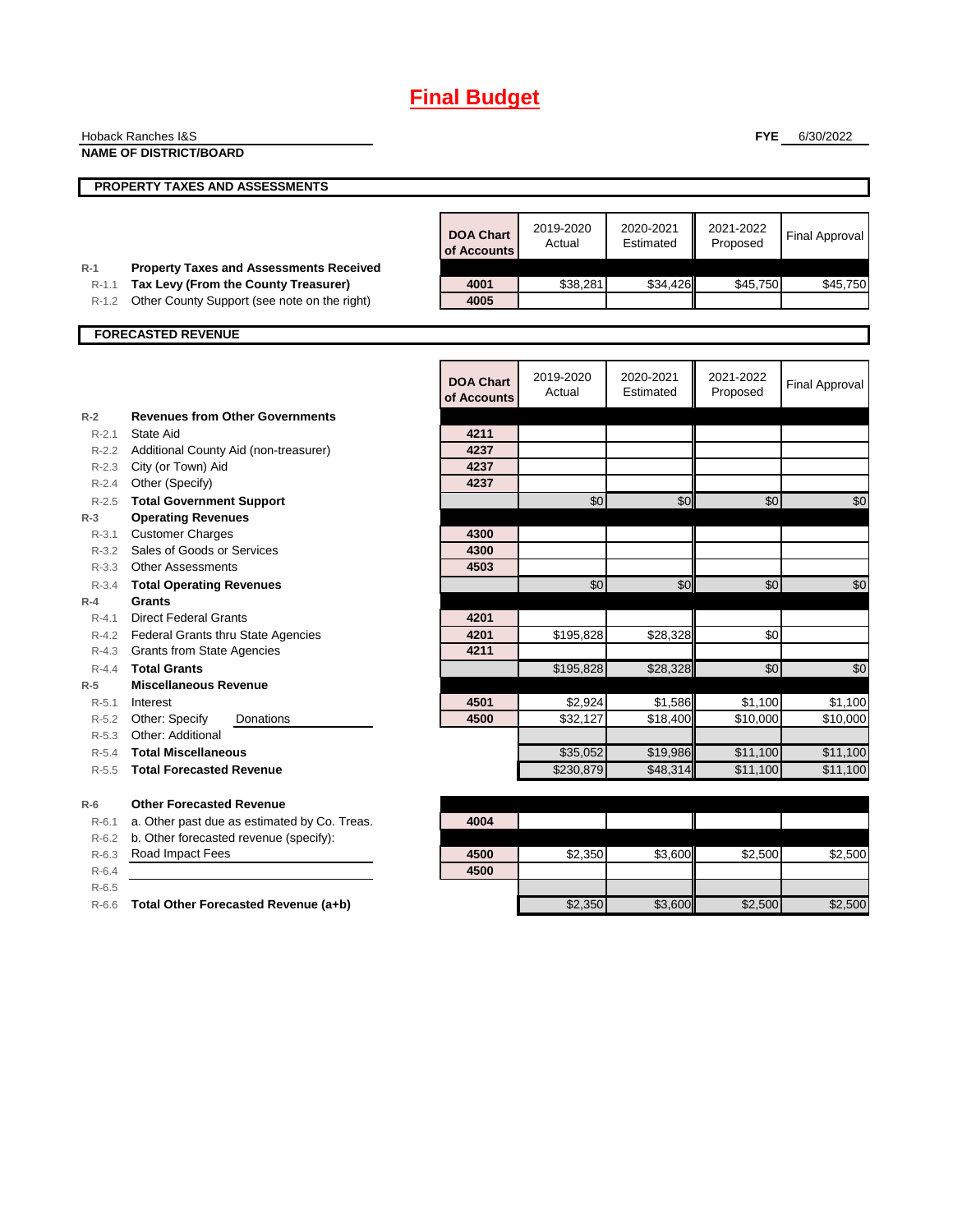# Final Budget

Hoback Ranches I&S
**NAME OF DISTRICT/BOARD**

**FYE** 6/30/2022

## PROPERTY TAXES AND ASSESSMENTS

| | | DOA Chart of Accounts | 2019-2020 Actual | 2020-2021 Estimated | 2021-2022 Proposed | Final Approval |
|---|---|---|---|---|---|---|
| R-1 | **Property Taxes and Assessments Received** | | | | | |
| R-1.1 | **Tax Levy (From the County Treasurer)** | 4001 | $38,281 | $34,426 | $45,750 | $45,750 |
| R-1.2 | Other County Support (see note on the right) | 4005 | | | | |

## FORECASTED REVENUE

| | | DOA Chart of Accounts | 2019-2020 Actual | 2020-2021 Estimated | 2021-2022 Proposed | Final Approval |
|---|---|---|---|---|---|---|
| R-2 | **Revenues from Other Governments** | | | | | |
| R-2.1 | State Aid | 4211 | | | | |
| R-2.2 | Additional County Aid (non-treasurer) | 4237 | | | | |
| R-2.3 | City (or Town) Aid | 4237 | | | | |
| R-2.4 | Other (Specify) | 4237 | | | | |
| R-2.5 | **Total Government Support** | | $0 | $0 | $0 | $0 |
| R-3 | **Operating Revenues** | | | | | |
| R-3.1 | Customer Charges | 4300 | | | | |
| R-3.2 | Sales of Goods or Services | 4300 | | | | |
| R-3.3 | Other Assessments | 4503 | | | | |
| R-3.4 | **Total Operating Revenues** | | $0 | $0 | $0 | $0 |
| R-4 | **Grants** | | | | | |
| R-4.1 | Direct Federal Grants | 4201 | | | | |
| R-4.2 | Federal Grants thru State Agencies | 4201 | $195,828 | $28,328 | $0 | |
| R-4.3 | Grants from State Agencies | 4211 | | | | |
| R-4.4 | **Total Grants** | | $195,828 | $28,328 | $0 | $0 |
| R-5 | **Miscellaneous Revenue** | | | | | |
| R-5.1 | Interest | 4501 | $2,924 | $1,586 | $1,100 | $1,100 |
| R-5.2 | Other: Specify Donations | 4500 | $32,127 | $18,400 | $10,000 | $10,000 |
| R-5.3 | Other: Additional | | | | | |
| R-5.4 | **Total Miscellaneous** | | $35,052 | $19,986 | $11,100 | $11,100 |
| R-5.5 | **Total Forecasted Revenue** | | $230,879 | $48,314 | $11,100 | $11,100 |
| R-6 | **Other Forecasted Revenue** | | | | | |
| R-6.1 | a. Other past due as estimated by Co. Treas. | 4004 | | | | |
| R-6.2 | b. Other forecasted revenue (specify): | | | | | |
| R-6.3 | Road Impact Fees | 4500 | $2,350 | $3,600 | $2,500 | $2,500 |
| R-6.4 | | 4500 | | | | |
| R-6.5 | | | | | | |
| R-6.6 | **Total Other Forecasted Revenue (a+b)** | | $2,350 | $3,600 | $2,500 | $2,500 |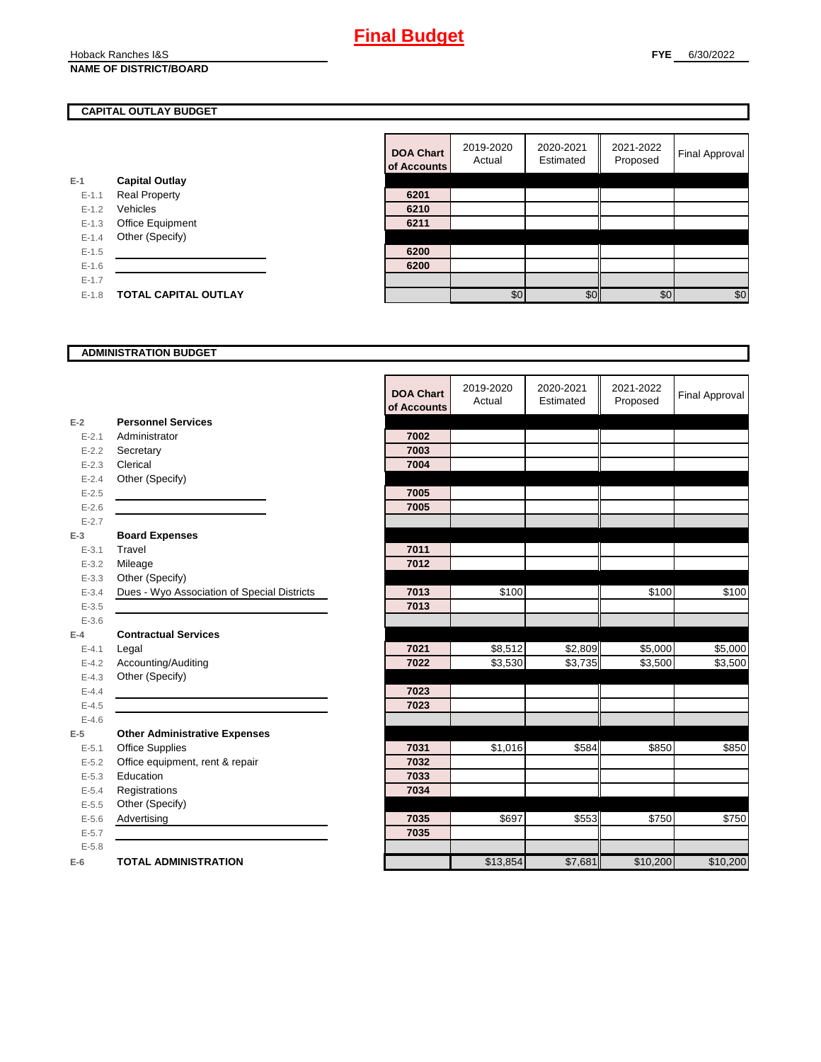# Final Budget

Hoback Ranches I&S
**NAME OF DISTRICT/BOARD**

**FYE** 6/30/2022

## CAPITAL OUTLAY BUDGET

| | | DOA Chart of Accounts | 2019-2020 Actual | 2020-2021 Estimated | 2021-2022 Proposed | Final Approval |
|---|---|---|---|---|---|---|
| E-1 | **Capital Outlay** | | | | | |
| E-1.1 | Real Property | 6201 | | | | |
| E-1.2 | Vehicles | 6210 | | | | |
| E-1.3 | Office Equipment | 6211 | | | | |
| E-1.4 | Other (Specify) | | | | | |
| E-1.5 | | 6200 | | | | |
| E-1.6 | | 6200 | | | | |
| E-1.7 | | | | | | |
| E-1.8 | **TOTAL CAPITAL OUTLAY** | | $0 | $0 | $0 | $0 |

## ADMINISTRATION BUDGET

| | | DOA Chart of Accounts | 2019-2020 Actual | 2020-2021 Estimated | 2021-2022 Proposed | Final Approval |
|---|---|---|---|---|---|---|
| E-2 | **Personnel Services** | | | | | |
| E-2.1 | Administrator | 7002 | | | | |
| E-2.2 | Secretary | 7003 | | | | |
| E-2.3 | Clerical | 7004 | | | | |
| E-2.4 | Other (Specify) | | | | | |
| E-2.5 | | 7005 | | | | |
| E-2.6 | | 7005 | | | | |
| E-2.7 | | | | | | |
| E-3 | **Board Expenses** | | | | | |
| E-3.1 | Travel | 7011 | | | | |
| E-3.2 | Mileage | 7012 | | | | |
| E-3.3 | Other (Specify) | | | | | |
| E-3.4 | Dues - Wyo Association of Special Districts | 7013 | $100 | | $100 | $100 |
| E-3.5 | | 7013 | | | | |
| E-3.6 | | | | | | |
| E-4 | **Contractual Services** | | | | | |
| E-4.1 | Legal | 7021 | $8,512 | $2,809 | $5,000 | $5,000 |
| E-4.2 | Accounting/Auditing | 7022 | $3,530 | $3,735 | $3,500 | $3,500 |
| E-4.3 | Other (Specify) | | | | | |
| E-4.4 | | 7023 | | | | |
| E-4.5 | | 7023 | | | | |
| E-4.6 | | | | | | |
| E-5 | **Other Administrative Expenses** | | | | | |
| E-5.1 | Office Supplies | 7031 | $1,016 | $584 | $850 | $850 |
| E-5.2 | Office equipment, rent & repair | 7032 | | | | |
| E-5.3 | Education | 7033 | | | | |
| E-5.4 | Registrations | 7034 | | | | |
| E-5.5 | Other (Specify) | | | | | |
| E-5.6 | Advertising | 7035 | $697 | $553 | $750 | $750 |
| E-5.7 | | 7035 | | | | |
| E-5.8 | | | | | | |
| E-6 | **TOTAL ADMINISTRATION** | | $13,854 | $7,681 | $10,200 | $10,200 |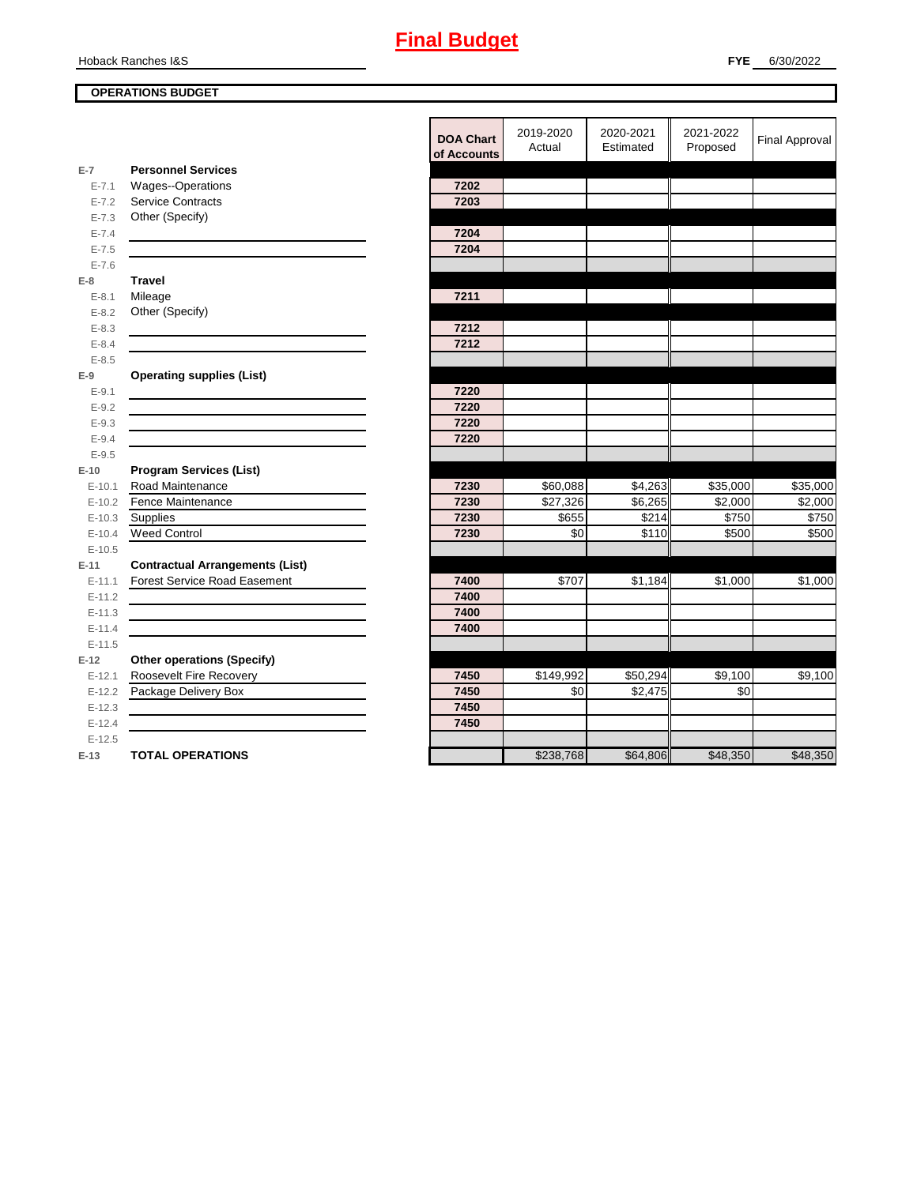# Final Budget

Hoback Ranches I&S

**FYE** 6/30/2022

**OPERATIONS BUDGET**

| | | DOA Chart of Accounts | 2019-2020 Actual | 2020-2021 Estimated | 2021-2022 Proposed | Final Approval |
|---|---|---|---|---|---|---|
| E-7 | **Personnel Services** | | | | | |
| E-7.1 | Wages--Operations | 7202 | | | | |
| E-7.2 | Service Contracts | 7203 | | | | |
| E-7.3 | Other (Specify) | | | | | |
| E-7.4 | | 7204 | | | | |
| E-7.5 | | 7204 | | | | |
| E-7.6 | | | | | | |
| E-8 | **Travel** | | | | | |
| E-8.1 | Mileage | 7211 | | | | |
| E-8.2 | Other (Specify) | | | | | |
| E-8.3 | | 7212 | | | | |
| E-8.4 | | 7212 | | | | |
| E-8.5 | | | | | | |
| E-9 | **Operating supplies (List)** | | | | | |
| E-9.1 | | 7220 | | | | |
| E-9.2 | | 7220 | | | | |
| E-9.3 | | 7220 | | | | |
| E-9.4 | | 7220 | | | | |
| E-9.5 | | | | | | |
| E-10 | **Program Services (List)** | | | | | |
| E-10.1 | Road Maintenance | 7230 | $60,088 | $4,263 | $35,000 | $35,000 |
| E-10.2 | Fence Maintenance | 7230 | $27,326 | $6,265 | $2,000 | $2,000 |
| E-10.3 | Supplies | 7230 | $655 | $214 | $750 | $750 |
| E-10.4 | Weed Control | 7230 | $0 | $110 | $500 | $500 |
| E-10.5 | | | | | | |
| E-11 | **Contractual Arrangements (List)** | | | | | |
| E-11.1 | Forest Service Road Easement | 7400 | $707 | $1,184 | $1,000 | $1,000 |
| E-11.2 | | 7400 | | | | |
| E-11.3 | | 7400 | | | | |
| E-11.4 | | 7400 | | | | |
| E-11.5 | | | | | | |
| E-12 | **Other operations (Specify)** | | | | | |
| E-12.1 | Roosevelt Fire Recovery | 7450 | $149,992 | $50,294 | $9,100 | $9,100 |
| E-12.2 | Package Delivery Box | 7450 | $0 | $2,475 | $0 | |
| E-12.3 | | 7450 | | | | |
| E-12.4 | | 7450 | | | | |
| E-12.5 | | | | | | |
| E-13 | **TOTAL OPERATIONS** | | $238,768 | $64,806 | $48,350 | $48,350 |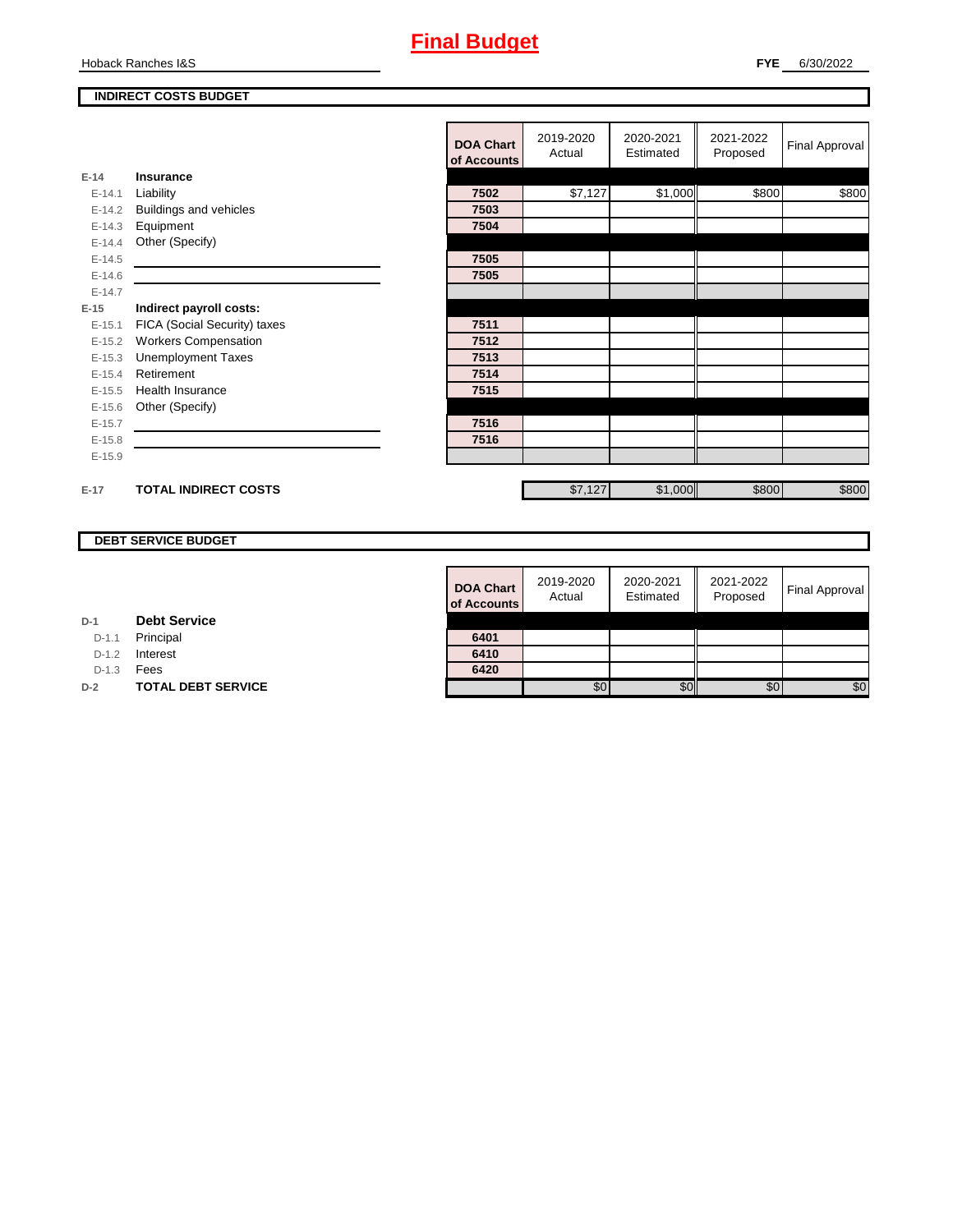# Final Budget

Hoback Ranches I&S

**FYE** 6/30/2022

**INDIRECT COSTS BUDGET**

| | | DOA Chart of Accounts | 2019-2020 Actual | 2020-2021 Estimated | 2021-2022 Proposed | Final Approval |
|---|---|---|---|---|---|---|
| E-14 | **Insurance** | | | | | |
| E-14.1 | Liability | 7502 | $7,127 | $1,000 | $800 | $800 |
| E-14.2 | Buildings and vehicles | 7503 | | | | |
| E-14.3 | Equipment | 7504 | | | | |
| E-14.4 | Other (Specify) | | | | | |
| E-14.5 | | 7505 | | | | |
| E-14.6 | | 7505 | | | | |
| E-14.7 | | | | | | |
| E-15 | **Indirect payroll costs:** | | | | | |
| E-15.1 | FICA (Social Security) taxes | 7511 | | | | |
| E-15.2 | Workers Compensation | 7512 | | | | |
| E-15.3 | Unemployment Taxes | 7513 | | | | |
| E-15.4 | Retirement | 7514 | | | | |
| E-15.5 | Health Insurance | 7515 | | | | |
| E-15.6 | Other (Specify) | | | | | |
| E-15.7 | | 7516 | | | | |
| E-15.8 | | 7516 | | | | |
| E-15.9 | | | | | | |
| E-17 | **TOTAL INDIRECT COSTS** | | $7,127 | $1,000 | $800 | $800 |

**DEBT SERVICE BUDGET**

| | | DOA Chart of Accounts | 2019-2020 Actual | 2020-2021 Estimated | 2021-2022 Proposed | Final Approval |
|---|---|---|---|---|---|---|
| D-1 | **Debt Service** | | | | | |
| D-1.1 | Principal | 6401 | | | | |
| D-1.2 | Interest | 6410 | | | | |
| D-1.3 | Fees | 6420 | | | | |
| D-2 | **TOTAL DEBT SERVICE** | | $0 | $0 | $0 | $0 |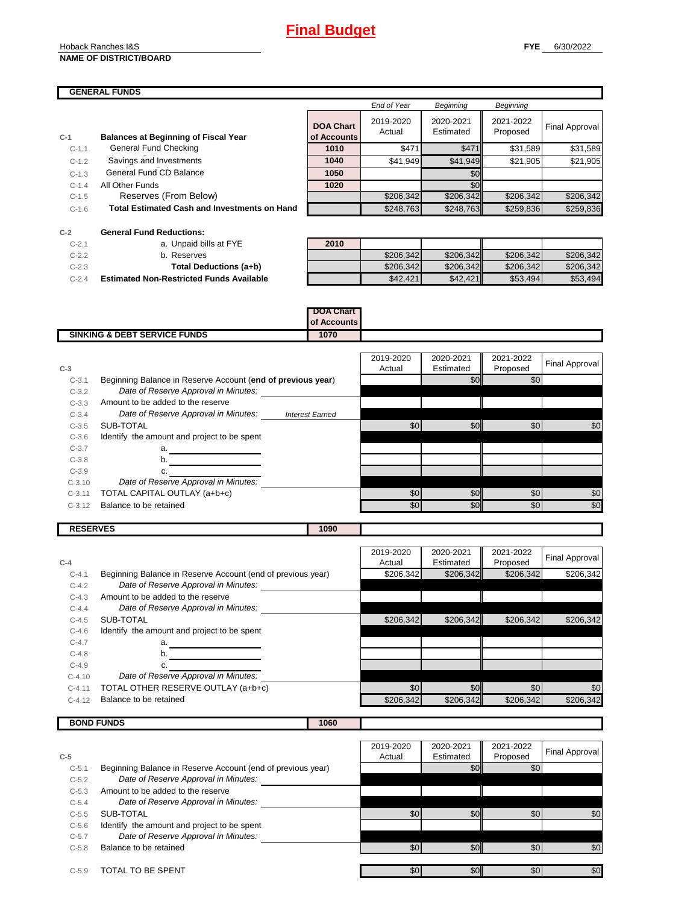# Final Budget

Hoback Ranches I&S
**NAME OF DISTRICT/BOARD**

**FYE** 6/30/2022

## GENERAL FUNDS

| | | DOA Chart of Accounts | End of Year 2019-2020 Actual | Beginning 2020-2021 Estimated | Beginning 2021-2022 Proposed | Final Approval |
|---|---|---|---|---|---|---|
| C-1 | **Balances at Beginning of Fiscal Year** | | | | | |
| C-1.1 | General Fund Checking | 1010 | $471 | $471 | $31,589 | $31,589 |
| C-1.2 | Savings and Investments | 1040 | $41,949 | $41,949 | $21,905 | $21,905 |
| C-1.3 | General Fund CD Balance | 1050 | | $0 | | |
| C-1.4 | All Other Funds | 1020 | | $0 | | |
| C-1.5 | Reserves (From Below) | | $206,342 | $206,342 | $206,342 | $206,342 |
| C-1.6 | **Total Estimated Cash and Investments on Hand** | | $248,763 | $248,763 | $259,836 | $259,836 |
| C-2 | **General Fund Reductions:** | | | | | |
| C-2.1 | a. Unpaid bills at FYE | 2010 | | | | |
| C-2.2 | b. Reserves | | $206,342 | $206,342 | $206,342 | $206,342 |
| C-2.3 | **Total Deductions (a+b)** | | $206,342 | $206,342 | $206,342 | $206,342 |
| C-2.4 | **Estimated Non-Restricted Funds Available** | | $42,421 | $42,421 | $53,494 | $53,494 |

## SINKING & DEBT SERVICE FUNDS

DOA Chart of Accounts: 1070

| C-3 | | | 2019-2020 Actual | 2020-2021 Estimated | 2021-2022 Proposed | Final Approval |
|---|---|---|---|---|---|---|
| C-3.1 | Beginning Balance in Reserve Account (**end of previous year**) | | | $0 | $0 | |
| C-3.2 | *Date of Reserve Approval in Minutes:* | | | | | |
| C-3.3 | Amount to be added to the reserve | | | | | |
| C-3.4 | *Date of Reserve Approval in Minutes:* | *Interest Earned* | | | | |
| C-3.5 | SUB-TOTAL | | $0 | $0 | $0 | $0 |
| C-3.6 | Identify the amount and project to be spent | | | | | |
| C-3.7 | a. | | | | | |
| C-3.8 | b. | | | | | |
| C-3.9 | c. | | | | | |
| C-3.10 | *Date of Reserve Approval in Minutes:* | | | | | |
| C-3.11 | TOTAL CAPITAL OUTLAY (a+b+c) | | $0 | $0 | $0 | $0 |
| C-3.12 | Balance to be retained | | $0 | $0 | $0 | $0 |

## RESERVES

DOA Chart of Accounts: 1090

| C-4 | | 2019-2020 Actual | 2020-2021 Estimated | 2021-2022 Proposed | Final Approval |
|---|---|---|---|---|---|
| C-4.1 | Beginning Balance in Reserve Account (end of previous year) | $206,342 | $206,342 | $206,342 | $206,342 |
| C-4.2 | *Date of Reserve Approval in Minutes:* | | | | |
| C-4.3 | Amount to be added to the reserve | | | | |
| C-4.4 | *Date of Reserve Approval in Minutes:* | | | | |
| C-4.5 | SUB-TOTAL | $206,342 | $206,342 | $206,342 | $206,342 |
| C-4.6 | Identify the amount and project to be spent | | | | |
| C-4.7 | a. | | | | |
| C-4.8 | b. | | | | |
| C-4.9 | c. | | | | |
| C-4.10 | *Date of Reserve Approval in Minutes:* | | | | |
| C-4.11 | TOTAL OTHER RESERVE OUTLAY (a+b+c) | $0 | $0 | $0 | $0 |
| C-4.12 | Balance to be retained | $206,342 | $206,342 | $206,342 | $206,342 |

## BOND FUNDS

DOA Chart of Accounts: 1060

| C-5 | | 2019-2020 Actual | 2020-2021 Estimated | 2021-2022 Proposed | Final Approval |
|---|---|---|---|---|---|
| C-5.1 | Beginning Balance in Reserve Account (end of previous year) | | $0 | $0 | |
| C-5.2 | *Date of Reserve Approval in Minutes:* | | | | |
| C-5.3 | Amount to be added to the reserve | | | | |
| C-5.4 | *Date of Reserve Approval in Minutes:* | | | | |
| C-5.5 | SUB-TOTAL | $0 | $0 | $0 | $0 |
| C-5.6 | Identify the amount and project to be spent | | | | |
| C-5.7 | *Date of Reserve Approval in Minutes:* | | | | |
| C-5.8 | Balance to be retained | $0 | $0 | $0 | $0 |
| C-5.9 | TOTAL TO BE SPENT | $0 | $0 | $0 | $0 |